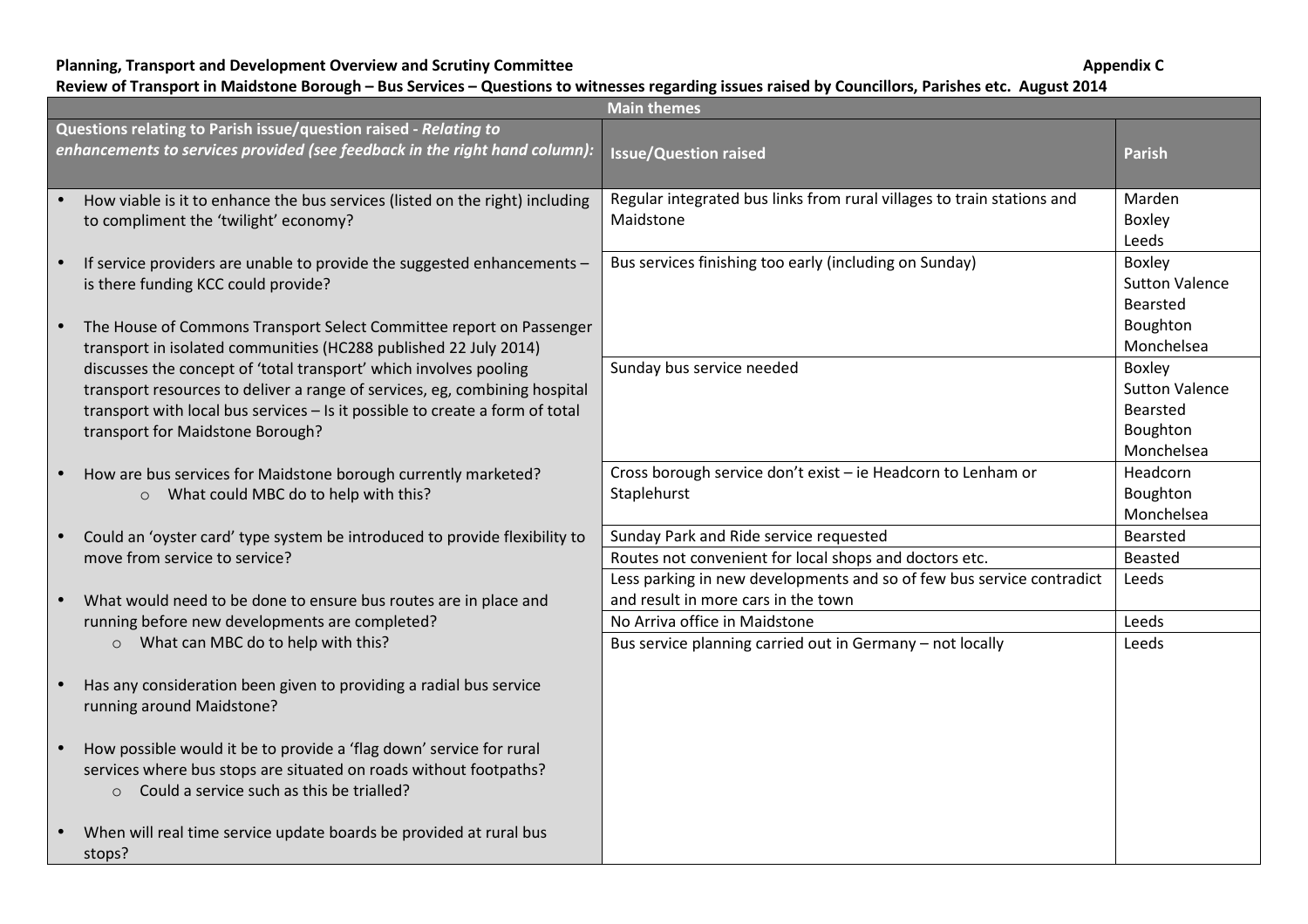**Planning, Transport and Development Overview and Scrutiny Committee** **Appendix C**

**Review of Transport in Maidstone Borough – Bus Services – Questions to witnesses regarding issues raised by Councillors, Parishes etc. August 2014**

| **Main themes** | | |
|---|---|---|
| **Questions relating to Parish issue/question raised** - ***Relating to enhancements to services provided (see feedback in the right hand column):*** | **Issue/Question raised** | **Parish** |
| • How viable is it to enhance the bus services (listed on the right) including to compliment the 'twilight' economy?<br><br>• If service providers are unable to provide the suggested enhancements – is there funding KCC could provide?<br><br>• The House of Commons Transport Select Committee report on Passenger transport in isolated communities (HC288 published 22 July 2014) discusses the concept of 'total transport' which involves pooling transport resources to deliver a range of services, eg, combining hospital transport with local bus services – Is it possible to create a form of total transport for Maidstone Borough?<br><br>• How are bus services for Maidstone borough currently marketed?<br>&nbsp;&nbsp;&nbsp;&nbsp;○ What could MBC do to help with this?<br><br>• Could an 'oyster card' type system be introduced to provide flexibility to move from service to service?<br><br>• What would need to be done to ensure bus routes are in place and running before new developments are completed?<br>&nbsp;&nbsp;&nbsp;&nbsp;○ What can MBC do to help with this?<br><br>• Has any consideration been given to providing a radial bus service running around Maidstone?<br><br>• How possible would it be to provide a 'flag down' service for rural services where bus stops are situated on roads without footpaths?<br>&nbsp;&nbsp;&nbsp;&nbsp;○ Could a service such as this be trialled?<br><br>• When will real time service update boards be provided at rural bus stops? | Regular integrated bus links from rural villages to train stations and Maidstone | Marden<br>Boxley<br>Leeds |
| | Bus services finishing too early (including on Sunday) | Boxley<br>Sutton Valence<br>Bearsted<br>Boughton Monchelsea |
| | Sunday bus service needed | Boxley<br>Sutton Valence<br>Bearsted<br>Boughton Monchelsea |
| | Cross borough service don't exist – ie Headcorn to Lenham or Staplehurst | Headcorn<br>Boughton Monchelsea |
| | Sunday Park and Ride service requested | Bearsted |
| | Routes not convenient for local shops and doctors etc. | Beasted |
| | Less parking in new developments and so of few bus service contradict and result in more cars in the town | Leeds |
| | No Arriva office in Maidstone | Leeds |
| | Bus service planning carried out in Germany – not locally | Leeds |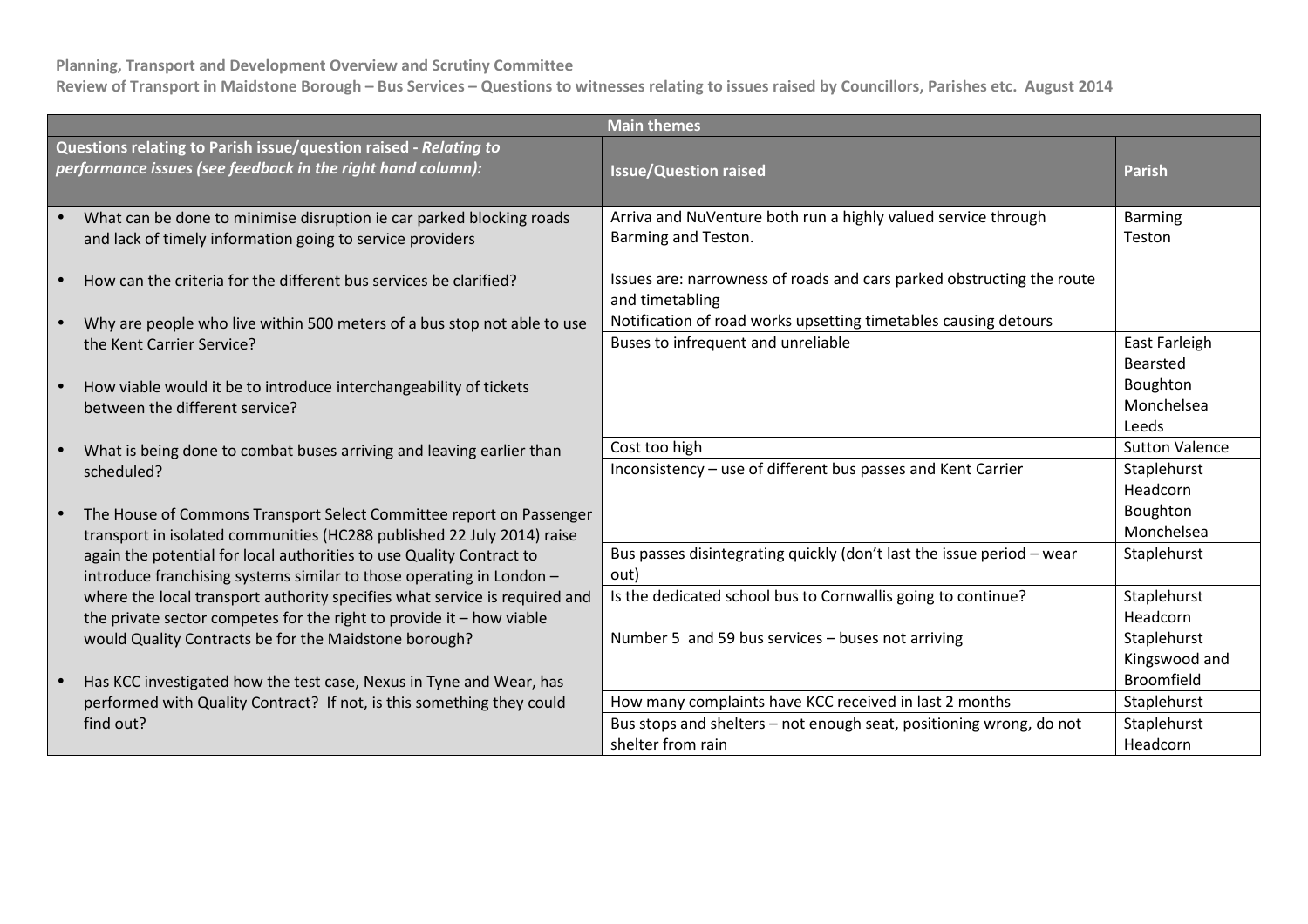**Planning, Transport and Development Overview and Scrutiny Committee**

**Review of Transport in Maidstone Borough – Bus Services – Questions to witnesses relating to issues raised by Councillors, Parishes etc. August 2014**

| Main themes | | |
|---|---|---|
| **Questions relating to Parish issue/question raised - *Relating to performance issues (see feedback in the right hand column):*** | **Issue/Question raised** | **Parish** |
| • What can be done to minimise disruption ie car parked blocking roads and lack of timely information going to service providers<br><br>• How can the criteria for the different bus services be clarified?<br><br>• Why are people who live within 500 meters of a bus stop not able to use the Kent Carrier Service?<br><br>• How viable would it be to introduce interchangeability of tickets between the different service?<br><br>• What is being done to combat buses arriving and leaving earlier than scheduled?<br><br>• The House of Commons Transport Select Committee report on Passenger transport in isolated communities (HC288 published 22 July 2014) raise again the potential for local authorities to use Quality Contract to introduce franchising systems similar to those operating in London – where the local transport authority specifies what service is required and the private sector competes for the right to provide it – how viable would Quality Contracts be for the Maidstone borough?<br><br>• Has KCC investigated how the test case, Nexus in Tyne and Wear, has performed with Quality Contract? If not, is this something they could find out? | Arriva and NuVenture both run a highly valued service through Barming and Teston.<br><br>Issues are: narrowness of roads and cars parked obstructing the route and timetabling<br>Notification of road works upsetting timetables causing detours | Barming<br>Teston |
| | Buses to infrequent and unreliable | East Farleigh<br>Bearsted<br>Boughton<br>Monchelsea<br>Leeds |
| | Cost too high | Sutton Valence |
| | Inconsistency – use of different bus passes and Kent Carrier | Staplehurst<br>Headcorn<br>Boughton<br>Monchelsea |
| | Bus passes disintegrating quickly (don't last the issue period – wear out) | Staplehurst |
| | Is the dedicated school bus to Cornwallis going to continue? | Staplehurst<br>Headcorn |
| | Number 5 and 59 bus services – buses not arriving | Staplehurst<br>Kingswood and Broomfield |
| | How many complaints have KCC received in last 2 months | Staplehurst |
| | Bus stops and shelters – not enough seat, positioning wrong, do not shelter from rain | Staplehurst<br>Headcorn |